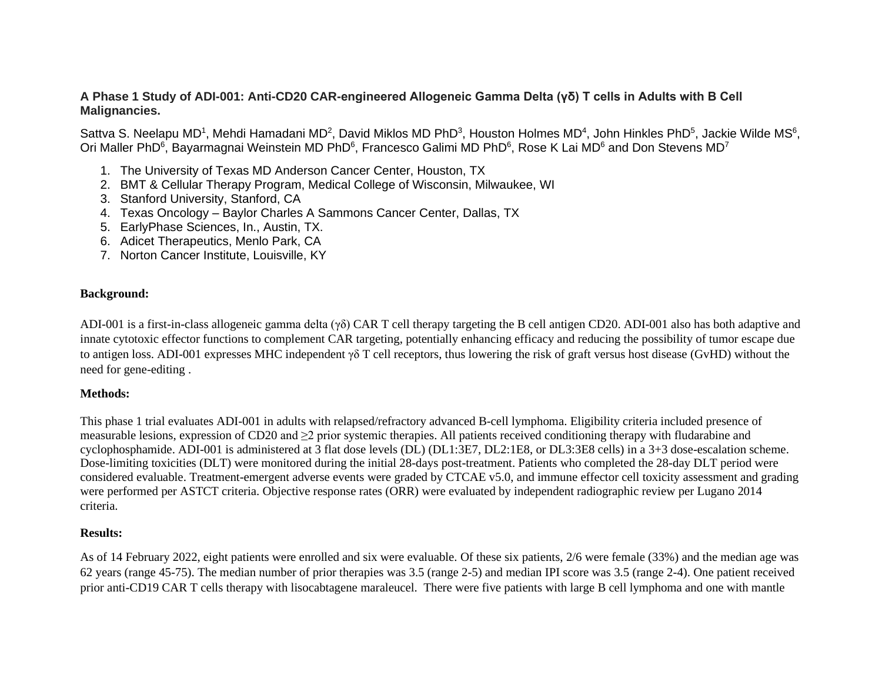**A Phase 1 Study of ADI-001: Anti-CD20 CAR-engineered Allogeneic Gamma Delta (γδ) T cells in Adults with B Cell Malignancies.**

Sattva S. Neelapu MD[1], Mehdi Hamadani MD[2], David Miklos MD PhD[3], Houston Holmes MD[4], John Hinkles PhD[5], Jackie Wilde MS[6], Ori Maller PhD[6], Bayarmagnai Weinstein MD PhD[6], Francesco Galimi MD PhD[6], Rose K Lai MD[6] and Don Stevens MD[7]

1. The University of Texas MD Anderson Cancer Center, Houston, TX
2. BMT & Cellular Therapy Program, Medical College of Wisconsin, Milwaukee, WI
3. Stanford University, Stanford, CA
4. Texas Oncology – Baylor Charles A Sammons Cancer Center, Dallas, TX
5. EarlyPhase Sciences, In., Austin, TX.
6. Adicet Therapeutics, Menlo Park, CA
7. Norton Cancer Institute, Louisville, KY

**Background:**

ADI-001 is a first-in-class allogeneic gamma delta (γδ) CAR T cell therapy targeting the B cell antigen CD20. ADI-001 also has both adaptive and innate cytotoxic effector functions to complement CAR targeting, potentially enhancing efficacy and reducing the possibility of tumor escape due to antigen loss. ADI-001 expresses MHC independent γδ T cell receptors, thus lowering the risk of graft versus host disease (GvHD) without the need for gene-editing .

**Methods:**

This phase 1 trial evaluates ADI-001 in adults with relapsed/refractory advanced B-cell lymphoma. Eligibility criteria included presence of measurable lesions, expression of CD20 and ≥2 prior systemic therapies. All patients received conditioning therapy with fludarabine and cyclophosphamide. ADI-001 is administered at 3 flat dose levels (DL) (DL1:3E7, DL2:1E8, or DL3:3E8 cells) in a 3+3 dose-escalation scheme. Dose-limiting toxicities (DLT) were monitored during the initial 28-days post-treatment. Patients who completed the 28-day DLT period were considered evaluable. Treatment-emergent adverse events were graded by CTCAE v5.0, and immune effector cell toxicity assessment and grading were performed per ASTCT criteria. Objective response rates (ORR) were evaluated by independent radiographic review per Lugano 2014 criteria.

**Results:**

As of 14 February 2022, eight patients were enrolled and six were evaluable. Of these six patients, 2/6 were female (33%) and the median age was 62 years (range 45-75). The median number of prior therapies was 3.5 (range 2-5) and median IPI score was 3.5 (range 2-4). One patient received prior anti-CD19 CAR T cells therapy with lisocabtagene maraleucel. There were five patients with large B cell lymphoma and one with mantle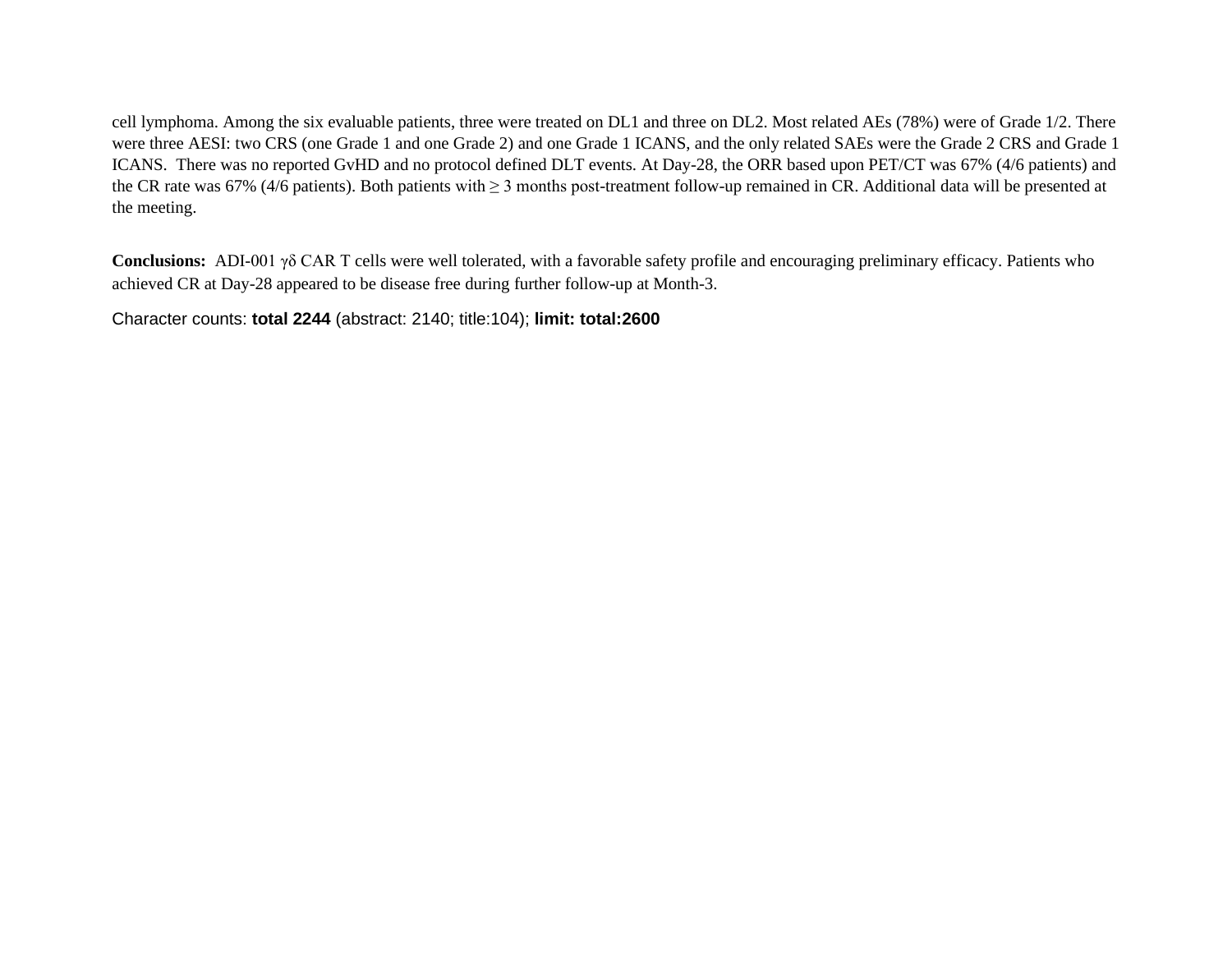cell lymphoma. Among the six evaluable patients, three were treated on DL1 and three on DL2. Most related AEs (78%) were of Grade 1/2. There were three AESI: two CRS (one Grade 1 and one Grade 2) and one Grade 1 ICANS, and the only related SAEs were the Grade 2 CRS and Grade 1 ICANS. There was no reported GvHD and no protocol defined DLT events. At Day-28, the ORR based upon PET/CT was 67% (4/6 patients) and the CR rate was 67% (4/6 patients). Both patients with ≥ 3 months post-treatment follow-up remained in CR. Additional data will be presented at the meeting.

**Conclusions:** ADI-001 γδ CAR T cells were well tolerated, with a favorable safety profile and encouraging preliminary efficacy. Patients who achieved CR at Day-28 appeared to be disease free during further follow-up at Month-3.

Character counts: **total 2244** (abstract: 2140; title:104); **limit: total:2600**